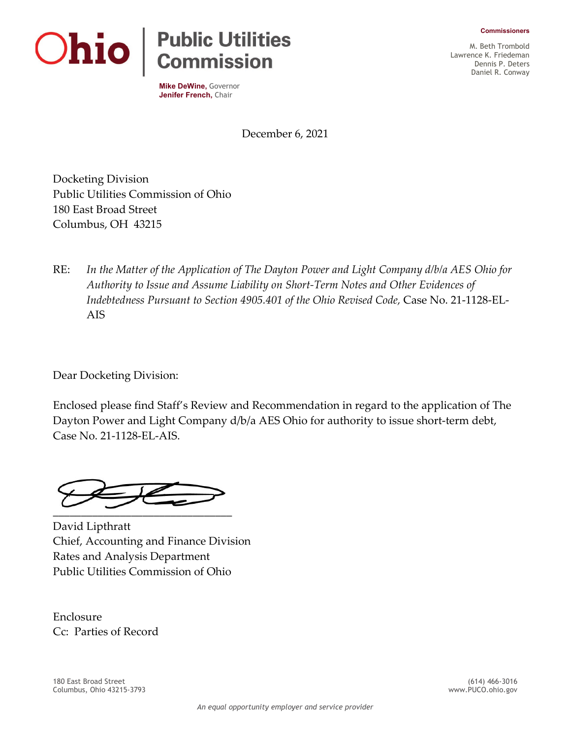**Ohio | Public Utilities Commission**

**Mike DeWine,** Governor
**Jenifer French,** Chair

**Commissioners**

M. Beth Trombold
Lawrence K. Friedeman
Dennis P. Deters
Daniel R. Conway

December 6, 2021

Docketing Division
Public Utilities Commission of Ohio
180 East Broad Street
Columbus, OH 43215

RE: *In the Matter of the Application of The Dayton Power and Light Company d/b/a AES Ohio for Authority to Issue and Assume Liability on Short-Term Notes and Other Evidences of Indebtedness Pursuant to Section 4905.401 of the Ohio Revised Code,* Case No. 21-1128-EL-AIS

Dear Docketing Division:

Enclosed please find Staff's Review and Recommendation in regard to the application of The Dayton Power and Light Company d/b/a AES Ohio for authority to issue short-term debt, Case No. 21-1128-EL-AIS.

\_\_\_\_\_\_\_\_\_\_\_\_\_\_\_\_\_\_\_\_\_\_\_\_\_\_\_\_\_\_\_\_
David Lipthratt
Chief, Accounting and Finance Division
Rates and Analysis Department
Public Utilities Commission of Ohio

Enclosure
Cc: Parties of Record

180 East Broad Street
Columbus, Ohio 43215-3793

(614) 466-3016
www.PUCO.ohio.gov

*An equal opportunity employer and service provider*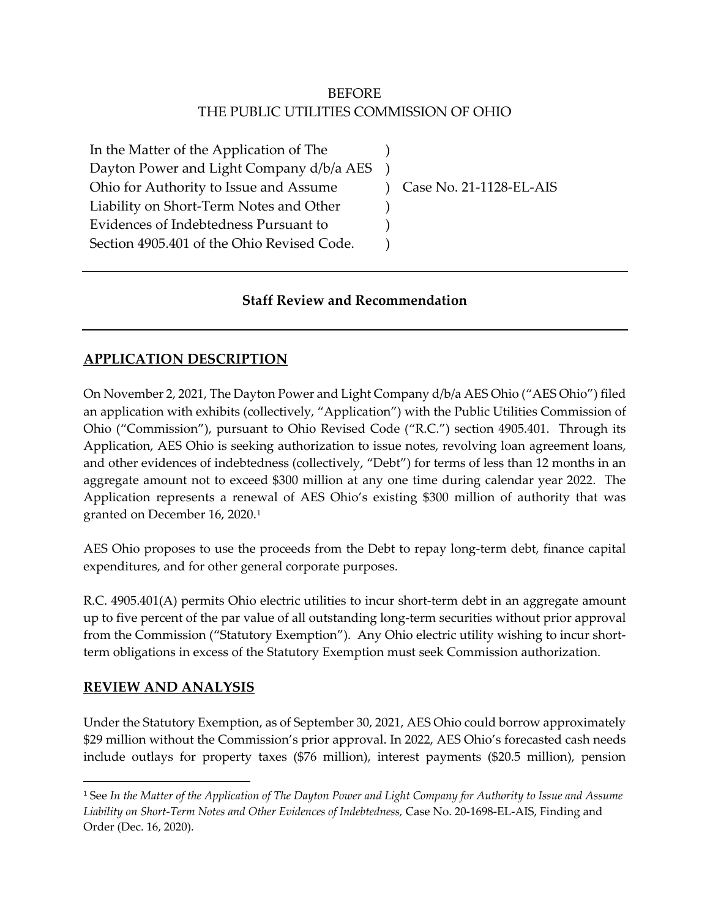BEFORE
THE PUBLIC UTILITIES COMMISSION OF OHIO

| | | |
|---|---|---|
| In the Matter of the Application of The Dayton Power and Light Company d/b/a AES Ohio for Authority to Issue and Assume Liability on Short-Term Notes and Other Evidences of Indebtedness Pursuant to Section 4905.401 of the Ohio Revised Code. | ) | Case No. 21-1128-EL-AIS |

## Staff Review and Recommendation

## APPLICATION DESCRIPTION

On November 2, 2021, The Dayton Power and Light Company d/b/a AES Ohio ("AES Ohio") filed an application with exhibits (collectively, "Application") with the Public Utilities Commission of Ohio ("Commission"), pursuant to Ohio Revised Code ("R.C.") section 4905.401. Through its Application, AES Ohio is seeking authorization to issue notes, revolving loan agreement loans, and other evidences of indebtedness (collectively, "Debt") for terms of less than 12 months in an aggregate amount not to exceed $300 million at any one time during calendar year 2022. The Application represents a renewal of AES Ohio's existing $300 million of authority that was granted on December 16, 2020.[1]

AES Ohio proposes to use the proceeds from the Debt to repay long-term debt, finance capital expenditures, and for other general corporate purposes.

R.C. 4905.401(A) permits Ohio electric utilities to incur short-term debt in an aggregate amount up to five percent of the par value of all outstanding long-term securities without prior approval from the Commission ("Statutory Exemption"). Any Ohio electric utility wishing to incur short-term obligations in excess of the Statutory Exemption must seek Commission authorization.

## REVIEW AND ANALYSIS

Under the Statutory Exemption, as of September 30, 2021, AES Ohio could borrow approximately $29 million without the Commission's prior approval. In 2022, AES Ohio's forecasted cash needs include outlays for property taxes ($76 million), interest payments ($20.5 million), pension

[1] See *In the Matter of the Application of The Dayton Power and Light Company for Authority to Issue and Assume Liability on Short-Term Notes and Other Evidences of Indebtedness,* Case No. 20-1698-EL-AIS, Finding and Order (Dec. 16, 2020).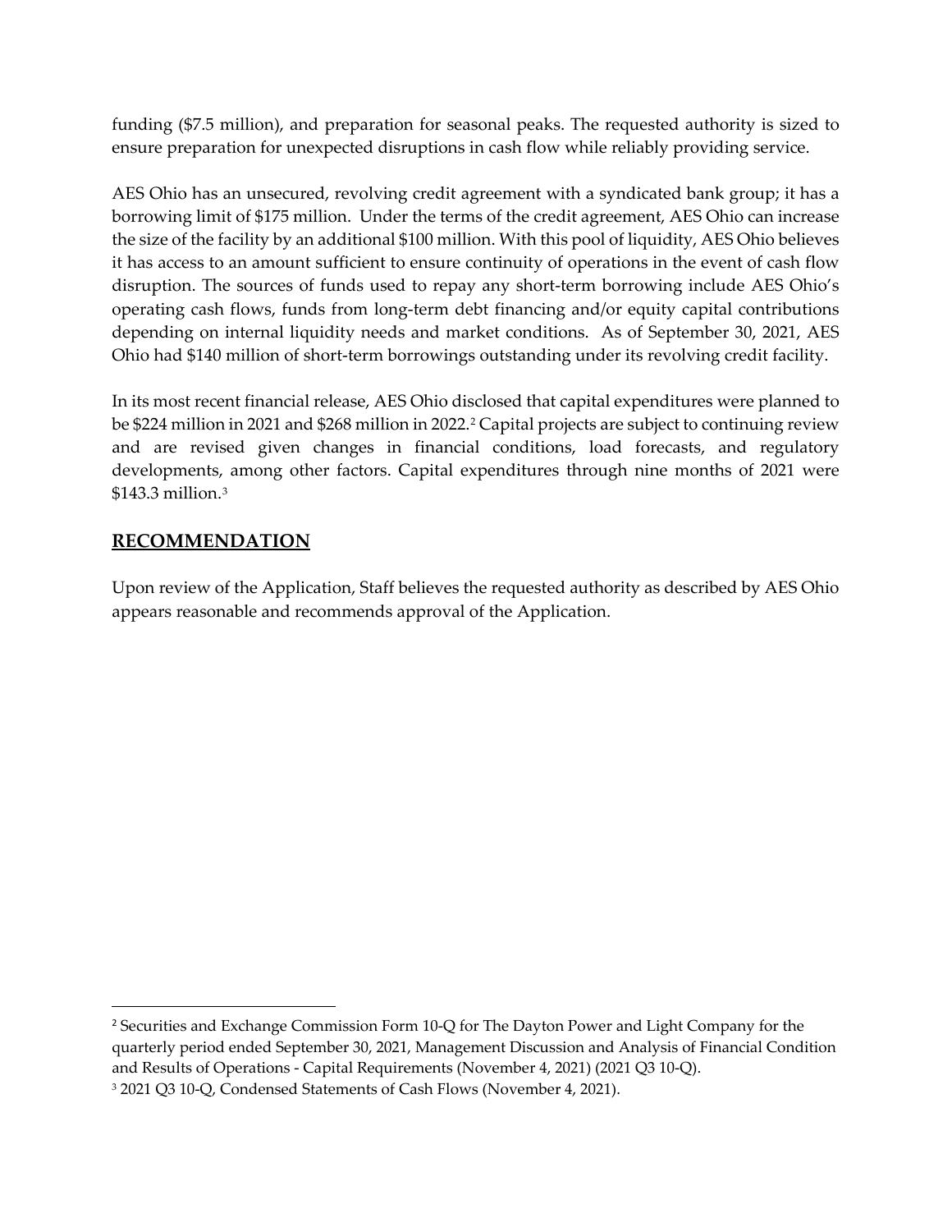funding ($7.5 million), and preparation for seasonal peaks. The requested authority is sized to ensure preparation for unexpected disruptions in cash flow while reliably providing service.

AES Ohio has an unsecured, revolving credit agreement with a syndicated bank group; it has a borrowing limit of $175 million. Under the terms of the credit agreement, AES Ohio can increase the size of the facility by an additional $100 million. With this pool of liquidity, AES Ohio believes it has access to an amount sufficient to ensure continuity of operations in the event of cash flow disruption. The sources of funds used to repay any short-term borrowing include AES Ohio's operating cash flows, funds from long-term debt financing and/or equity capital contributions depending on internal liquidity needs and market conditions. As of September 30, 2021, AES Ohio had $140 million of short-term borrowings outstanding under its revolving credit facility.

In its most recent financial release, AES Ohio disclosed that capital expenditures were planned to be $224 million in 2021 and $268 million in 2022.[2] Capital projects are subject to continuing review and are revised given changes in financial conditions, load forecasts, and regulatory developments, among other factors. Capital expenditures through nine months of 2021 were $143.3 million.[3]

## RECOMMENDATION

Upon review of the Application, Staff believes the requested authority as described by AES Ohio appears reasonable and recommends approval of the Application.

---

[2] Securities and Exchange Commission Form 10-Q for The Dayton Power and Light Company for the quarterly period ended September 30, 2021, Management Discussion and Analysis of Financial Condition and Results of Operations - Capital Requirements (November 4, 2021) (2021 Q3 10-Q).

[3] 2021 Q3 10-Q, Condensed Statements of Cash Flows (November 4, 2021).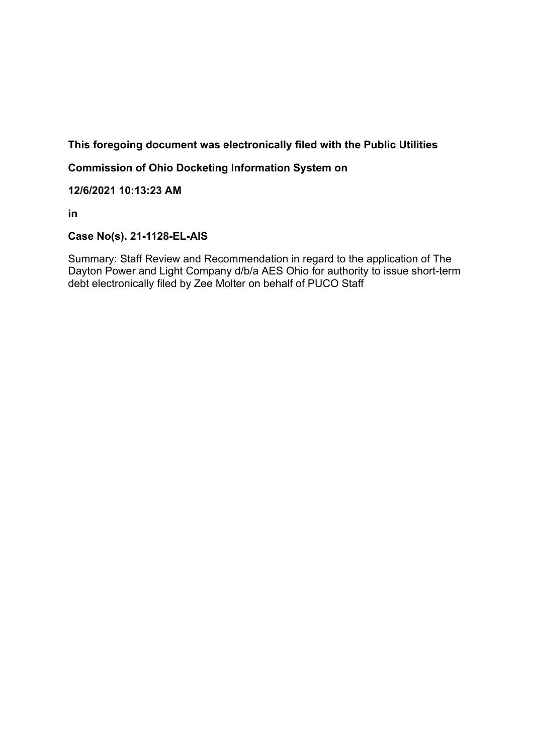**This foregoing document was electronically filed with the Public Utilities**

**Commission of Ohio Docketing Information System on**

**12/6/2021 10:13:23 AM**

**in**

**Case No(s). 21-1128-EL-AIS**

Summary: Staff Review and Recommendation in regard to the application of The Dayton Power and Light Company d/b/a AES Ohio for authority to issue short-term debt electronically filed by Zee Molter on behalf of PUCO Staff